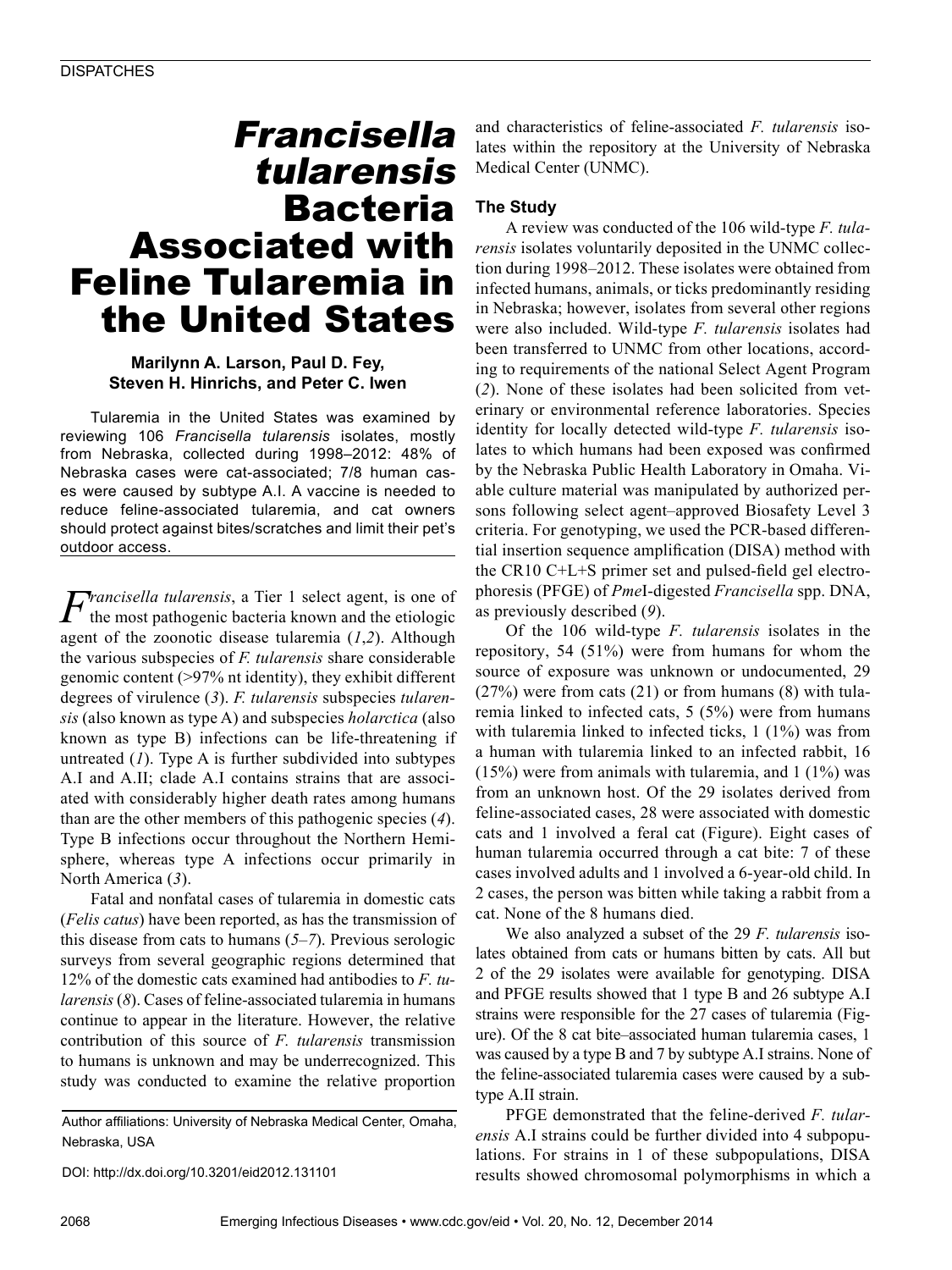# *Francisella tularensis* Bacteria Associated with Feline Tularemia in the United States

**Marilynn A. Larson, Paul D. Fey, Steven H. Hinrichs, and Peter C. Iwen**

Tularemia in the United States was examined by reviewing 106 *Francisella tularensis* isolates, mostly from Nebraska, collected during 1998–2012: 48% of Nebraska cases were cat-associated; 7/8 human cases were caused by subtype A.I. A vaccine is needed to reduce feline-associated tularemia, and cat owners should protect against bites/scratches and limit their pet's outdoor access.

*Francisella tularensis*, a Tier 1 select agent, is one of the most pathogenic bacteria known and the etiologic agent of the zoonotic disease tularemia (*1*,*2*). Although the various subspecies of *F. tularensis* share considerable genomic content (>97% nt identity), they exhibit different degrees of virulence (*3*). *F. tularensis* subspecies *tularensis* (also known as type A) and subspecies *holarctica* (also known as type B) infections can be life-threatening if untreated (*1*). Type A is further subdivided into subtypes A.I and A.II; clade A.I contains strains that are associated with considerably higher death rates among humans than are the other members of this pathogenic species (*4*). Type B infections occur throughout the Northern Hemisphere, whereas type A infections occur primarily in North America (*3*).

Fatal and nonfatal cases of tularemia in domestic cats (*Felis catus*) have been reported, as has the transmission of this disease from cats to humans (*5*–*7*). Previous serologic surveys from several geographic regions determined that 12% of the domestic cats examined had antibodies to *F. tularensis* (*8*). Cases of feline-associated tularemia in humans continue to appear in the literature. However, the relative contribution of this source of *F. tularensis* transmission to humans is unknown and may be underrecognized. This study was conducted to examine the relative proportion and characteristics of feline-associated *F. tularensis* isolates within the repository at the University of Nebraska Medical Center (UNMC).

Author affiliations: University of Nebraska Medical Center, Omaha, Nebraska, USA

DOI: http://dx.doi.org/10.3201/eid2012.131101

## The Study

A review was conducted of the 106 wild-type *F. tularensis* isolates voluntarily deposited in the UNMC collection during 1998–2012. These isolates were obtained from infected humans, animals, or ticks predominantly residing in Nebraska; however, isolates from several other regions were also included. Wild-type *F. tularensis* isolates had been transferred to UNMC from other locations, according to requirements of the national Select Agent Program (*2*). None of these isolates had been solicited from veterinary or environmental reference laboratories. Species identity for locally detected wild-type *F. tularensis* isolates to which humans had been exposed was confirmed by the Nebraska Public Health Laboratory in Omaha. Viable culture material was manipulated by authorized persons following select agent–approved Biosafety Level 3 criteria. For genotyping, we used the PCR-based differential insertion sequence amplification (DISA) method with the CR10 C+L+S primer set and pulsed-field gel electrophoresis (PFGE) of *Pme*I-digested *Francisella* spp. DNA, as previously described (*9*).

Of the 106 wild-type *F. tularensis* isolates in the repository, 54 (51%) were from humans for whom the source of exposure was unknown or undocumented, 29 (27%) were from cats (21) or from humans (8) with tularemia linked to infected cats, 5 (5%) were from humans with tularemia linked to infected ticks, 1 (1%) was from a human with tularemia linked to an infected rabbit, 16 (15%) were from animals with tularemia, and 1 (1%) was from an unknown host. Of the 29 isolates derived from feline-associated cases, 28 were associated with domestic cats and 1 involved a feral cat (Figure). Eight cases of human tularemia occurred through a cat bite: 7 of these cases involved adults and 1 involved a 6-year-old child. In 2 cases, the person was bitten while taking a rabbit from a cat. None of the 8 humans died.

We also analyzed a subset of the 29 *F. tularensis* isolates obtained from cats or humans bitten by cats. All but 2 of the 29 isolates were available for genotyping. DISA and PFGE results showed that 1 type B and 26 subtype A.I strains were responsible for the 27 cases of tularemia (Figure). Of the 8 cat bite–associated human tularemia cases, 1 was caused by a type B and 7 by subtype A.I strains. None of the feline-associated tularemia cases were caused by a subtype A.II strain.

PFGE demonstrated that the feline-derived *F. tularensis* A.I strains could be further divided into 4 subpopulations. For strains in 1 of these subpopulations, DISA results showed chromosomal polymorphisms in which a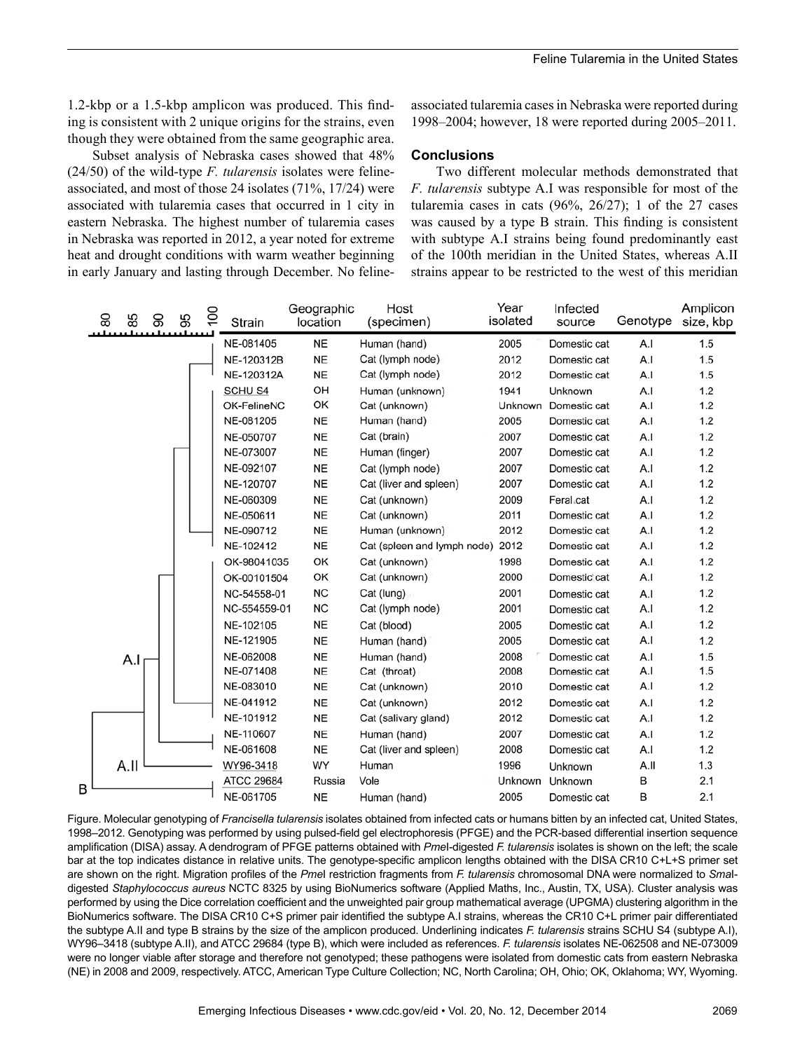1.2-kbp or a 1.5-kbp amplicon was produced. This finding is consistent with 2 unique origins for the strains, even though they were obtained from the same geographic area.

Subset analysis of Nebraska cases showed that 48% (24/50) of the wild-type *F. tularensis* isolates were feline-associated, and most of those 24 isolates (71%, 17/24) were associated with tularemia cases that occurred in 1 city in eastern Nebraska. The highest number of tularemia cases in Nebraska was reported in 2012, a year noted for extreme heat and drought conditions with warm weather beginning in early January and lasting through December. No feline-associated tularemia cases in Nebraska were reported during 1998–2004; however, 18 were reported during 2005–2011.

## Conclusions

Two different molecular methods demonstrated that *F. tularensis* subtype A.I was responsible for most of the tularemia cases in cats (96%, 26/27); 1 of the 27 cases was caused by a type B strain. This finding is consistent with subtype A.I strains being found predominantly east of the 100th meridian in the United States, whereas A.II strains appear to be restricted to the west of this meridian

| Strain | Geographic location | Host (specimen) | Year isolated | Infected source | Genotype | Amplicon size, kbp |
|---|---|---|---|---|---|---|
| NE-081405 | NE | Human (hand) | 2005 | Domestic cat | A.I | 1.5 |
| NE-120312B | NE | Cat (lymph node) | 2012 | Domestic cat | A.I | 1.5 |
| NE-120312A | NE | Cat (lymph node) | 2012 | Domestic cat | A.I | 1.5 |
| SCHU S4 | OH | Human (unknown) | 1941 | Unknown | A.I | 1.2 |
| OK-FelineNC | OK | Cat (unknown) | Unknown | Domestic cat | A.I | 1.2 |
| NE-081205 | NE | Human (hand) | 2005 | Domestic cat | A.I | 1.2 |
| NE-050707 | NE | Cat (brain) | 2007 | Domestic cat | A.I | 1.2 |
| NE-073007 | NE | Human (finger) | 2007 | Domestic cat | A.I | 1.2 |
| NE-092107 | NE | Cat (lymph node) | 2007 | Domestic cat | A.I | 1.2 |
| NE-120707 | NE | Cat (liver and spleen) | 2007 | Domestic cat | A.I | 1.2 |
| NE-060309 | NE | Cat (unknown) | 2009 | Feral cat | A.I | 1.2 |
| NE-050611 | NE | Cat (unknown) | 2011 | Domestic cat | A.I | 1.2 |
| NE-090712 | NE | Human (unknown) | 2012 | Domestic cat | A.I | 1.2 |
| NE-102412 | NE | Cat (spleen and lymph node) | 2012 | Domestic cat | A.I | 1.2 |
| OK-98041035 | OK | Cat (unknown) | 1998 | Domestic cat | A.I | 1.2 |
| OK-00101504 | OK | Cat (unknown) | 2000 | Domestic cat | A.I | 1.2 |
| NC-54558-01 | NC | Cat (lung) | 2001 | Domestic cat | A.I | 1.2 |
| NC-554559-01 | NC | Cat (lymph node) | 2001 | Domestic cat | A.I | 1.2 |
| NE-102105 | NE | Cat (blood) | 2005 | Domestic cat | A.I | 1.2 |
| NE-121905 | NE | Human (hand) | 2005 | Domestic cat | A.I | 1.2 |
| NE-062008 | NE | Human (hand) | 2008 | Domestic cat | A.I | 1.5 |
| NE-071408 | NE | Cat (throat) | 2008 | Domestic cat | A.I | 1.5 |
| NE-083010 | NE | Cat (unknown) | 2010 | Domestic cat | A.I | 1.2 |
| NE-041912 | NE | Cat (unknown) | 2012 | Domestic cat | A.I | 1.2 |
| NE-101912 | NE | Cat (salivary gland) | 2012 | Domestic cat | A.I | 1.2 |
| NE-110607 | NE | Human (hand) | 2007 | Domestic cat | A.I | 1.2 |
| NE-061608 | NE | Cat (liver and spleen) | 2008 | Domestic cat | A.I | 1.2 |
| WY96-3418 | WY | Human | 1996 | Unknown | A.II | 1.3 |
| ATCC 29684 | Russia | Vole | Unknown | Unknown | B | 2.1 |
| NE-061705 | NE | Human (hand) | 2005 | Domestic cat | B | 2.1 |

Figure. Molecular genotyping of *Francisella tularensis* isolates obtained from infected cats or humans bitten by an infected cat, United States, 1998–2012. Genotyping was performed by using pulsed-field gel electrophoresis (PFGE) and the PCR-based differential insertion sequence amplification (DISA) assay. A dendrogram of PFGE patterns obtained with *Pme*I-digested *F. tularensis* isolates is shown on the left; the scale bar at the top indicates distance in relative units. The genotype-specific amplicon lengths obtained with the DISA CR10 C+L+S primer set are shown on the right. Migration profiles of the *Pme*I restriction fragments from *F. tularensis* chromosomal DNA were normalized to *Sma*I-digested *Staphylococcus aureus* NCTC 8325 by using BioNumerics software (Applied Maths, Inc., Austin, TX, USA). Cluster analysis was performed by using the Dice correlation coefficient and the unweighted pair group mathematical average (UPGMA) clustering algorithm in the BioNumerics software. The DISA CR10 C+S primer pair identified the subtype A.I strains, whereas the CR10 C+L primer pair differentiated the subtype A.II and type B strains by the size of the amplicon produced. Underlining indicates *F. tularensis* strains SCHU S4 (subtype A.I), WY96–3418 (subtype A.II), and ATCC 29684 (type B), which were included as references. *F. tularensis* isolates NE-062508 and NE-073009 were no longer viable after storage and therefore not genotyped; these pathogens were isolated from domestic cats from eastern Nebraska (NE) in 2008 and 2009, respectively. ATCC, American Type Culture Collection; NC, North Carolina; OH, Ohio; OK, Oklahoma; WY, Wyoming.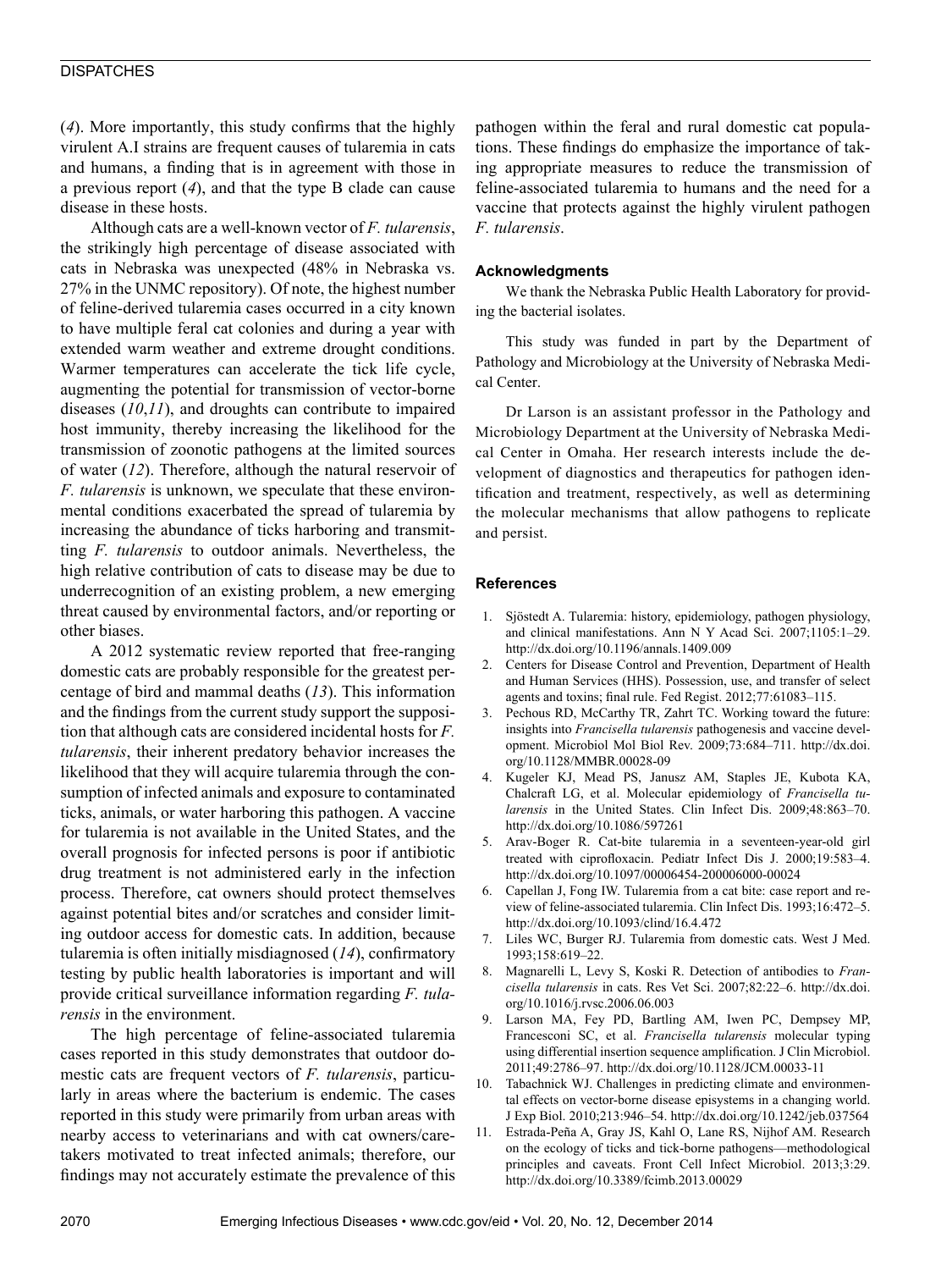(*4*). More importantly, this study confirms that the highly virulent A.I strains are frequent causes of tularemia in cats and humans, a finding that is in agreement with those in a previous report (*4*), and that the type B clade can cause disease in these hosts.

Although cats are a well-known vector of *F. tularensis*, the strikingly high percentage of disease associated with cats in Nebraska was unexpected (48% in Nebraska vs. 27% in the UNMC repository). Of note, the highest number of feline-derived tularemia cases occurred in a city known to have multiple feral cat colonies and during a year with extended warm weather and extreme drought conditions. Warmer temperatures can accelerate the tick life cycle, augmenting the potential for transmission of vector-borne diseases (*10*,*11*), and droughts can contribute to impaired host immunity, thereby increasing the likelihood for the transmission of zoonotic pathogens at the limited sources of water (*12*). Therefore, although the natural reservoir of *F. tularensis* is unknown, we speculate that these environmental conditions exacerbated the spread of tularemia by increasing the abundance of ticks harboring and transmitting *F. tularensis* to outdoor animals. Nevertheless, the high relative contribution of cats to disease may be due to underrecognition of an existing problem, a new emerging threat caused by environmental factors, and/or reporting or other biases.

A 2012 systematic review reported that free-ranging domestic cats are probably responsible for the greatest percentage of bird and mammal deaths (*13*). This information and the findings from the current study support the supposition that although cats are considered incidental hosts for *F. tularensis*, their inherent predatory behavior increases the likelihood that they will acquire tularemia through the consumption of infected animals and exposure to contaminated ticks, animals, or water harboring this pathogen. A vaccine for tularemia is not available in the United States, and the overall prognosis for infected persons is poor if antibiotic drug treatment is not administered early in the infection process. Therefore, cat owners should protect themselves against potential bites and/or scratches and consider limiting outdoor access for domestic cats. In addition, because tularemia is often initially misdiagnosed (*14*), confirmatory testing by public health laboratories is important and will provide critical surveillance information regarding *F. tularensis* in the environment.

The high percentage of feline-associated tularemia cases reported in this study demonstrates that outdoor domestic cats are frequent vectors of *F. tularensis*, particularly in areas where the bacterium is endemic. The cases reported in this study were primarily from urban areas with nearby access to veterinarians and with cat owners/caretakers motivated to treat infected animals; therefore, our findings may not accurately estimate the prevalence of this pathogen within the feral and rural domestic cat populations. These findings do emphasize the importance of taking appropriate measures to reduce the transmission of feline-associated tularemia to humans and the need for a vaccine that protects against the highly virulent pathogen *F. tularensis*.

#### Acknowledgments

We thank the Nebraska Public Health Laboratory for providing the bacterial isolates.

This study was funded in part by the Department of Pathology and Microbiology at the University of Nebraska Medical Center.

Dr Larson is an assistant professor in the Pathology and Microbiology Department at the University of Nebraska Medical Center in Omaha. Her research interests include the development of diagnostics and therapeutics for pathogen identification and treatment, respectively, as well as determining the molecular mechanisms that allow pathogens to replicate and persist.

#### References

1. Sjöstedt A. Tularemia: history, epidemiology, pathogen physiology, and clinical manifestations. Ann N Y Acad Sci. 2007;1105:1–29. http://dx.doi.org/10.1196/annals.1409.009
2. Centers for Disease Control and Prevention, Department of Health and Human Services (HHS). Possession, use, and transfer of select agents and toxins; final rule. Fed Regist. 2012;77:61083–115.
3. Pechous RD, McCarthy TR, Zahrt TC. Working toward the future: insights into *Francisella tularensis* pathogenesis and vaccine development. Microbiol Mol Biol Rev. 2009;73:684–711. http://dx.doi.org/10.1128/MMBR.00028-09
4. Kugeler KJ, Mead PS, Janusz AM, Staples JE, Kubota KA, Chalcraft LG, et al. Molecular epidemiology of *Francisella tularensis* in the United States. Clin Infect Dis. 2009;48:863–70. http://dx.doi.org/10.1086/597261
5. Arav-Boger R. Cat-bite tularemia in a seventeen-year-old girl treated with ciprofloxacin. Pediatr Infect Dis J. 2000;19:583–4. http://dx.doi.org/10.1097/00006454-200006000-00024
6. Capellan J, Fong IW. Tularemia from a cat bite: case report and review of feline-associated tularemia. Clin Infect Dis. 1993;16:472–5. http://dx.doi.org/10.1093/clind/16.4.472
7. Liles WC, Burger RJ. Tularemia from domestic cats. West J Med. 1993;158:619–22.
8. Magnarelli L, Levy S, Koski R. Detection of antibodies to *Francisella tularensis* in cats. Res Vet Sci. 2007;82:22–6. http://dx.doi.org/10.1016/j.rvsc.2006.06.003
9. Larson MA, Fey PD, Bartling AM, Iwen PC, Dempsey MP, Francesconi SC, et al. *Francisella tularensis* molecular typing using differential insertion sequence amplification. J Clin Microbiol. 2011;49:2786–97. http://dx.doi.org/10.1128/JCM.00033-11
10. Tabachnick WJ. Challenges in predicting climate and environmental effects on vector-borne disease episystems in a changing world. J Exp Biol. 2010;213:946–54. http://dx.doi.org/10.1242/jeb.037564
11. Estrada-Peña A, Gray JS, Kahl O, Lane RS, Nijhof AM. Research on the ecology of ticks and tick-borne pathogens—methodological principles and caveats. Front Cell Infect Microbiol. 2013;3:29. http://dx.doi.org/10.3389/fcimb.2013.00029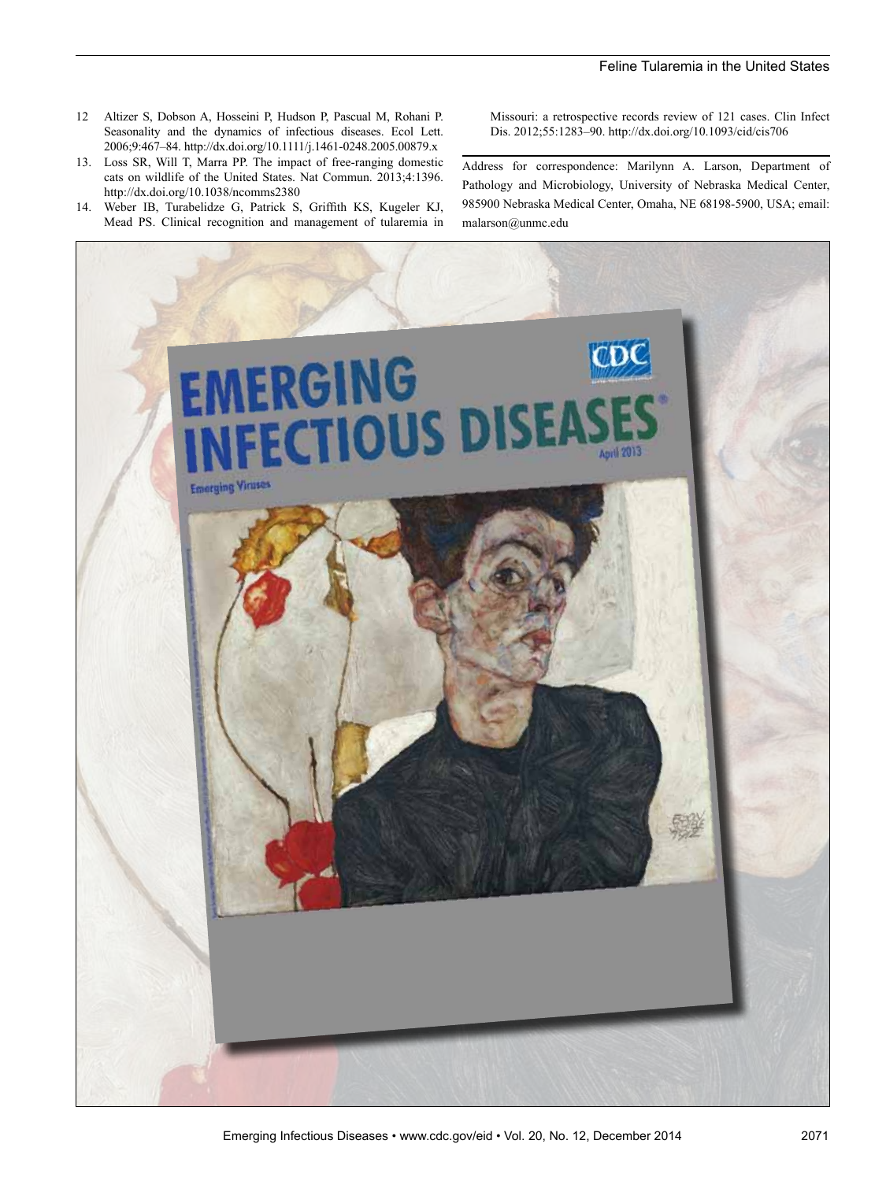12. Altizer S, Dobson A, Hosseini P, Hudson P, Pascual M, Rohani P. Seasonality and the dynamics of infectious diseases. Ecol Lett. 2006;9:467–84. http://dx.doi.org/10.1111/j.1461-0248.2005.00879.x
13. Loss SR, Will T, Marra PP. The impact of free-ranging domestic cats on wildlife of the United States. Nat Commun. 2013;4:1396. http://dx.doi.org/10.1038/ncomms2380
14. Weber IB, Turabelidze G, Patrick S, Griffith KS, Kugeler KJ, Mead PS. Clinical recognition and management of tularemia in Missouri: a retrospective records review of 121 cases. Clin Infect Dis. 2012;55:1283–90. http://dx.doi.org/10.1093/cid/cis706

Address for correspondence: Marilynn A. Larson, Department of Pathology and Microbiology, University of Nebraska Medical Center, 985900 Nebraska Medical Center, Omaha, NE 68198-5900, USA; email: malarson@unmc.edu